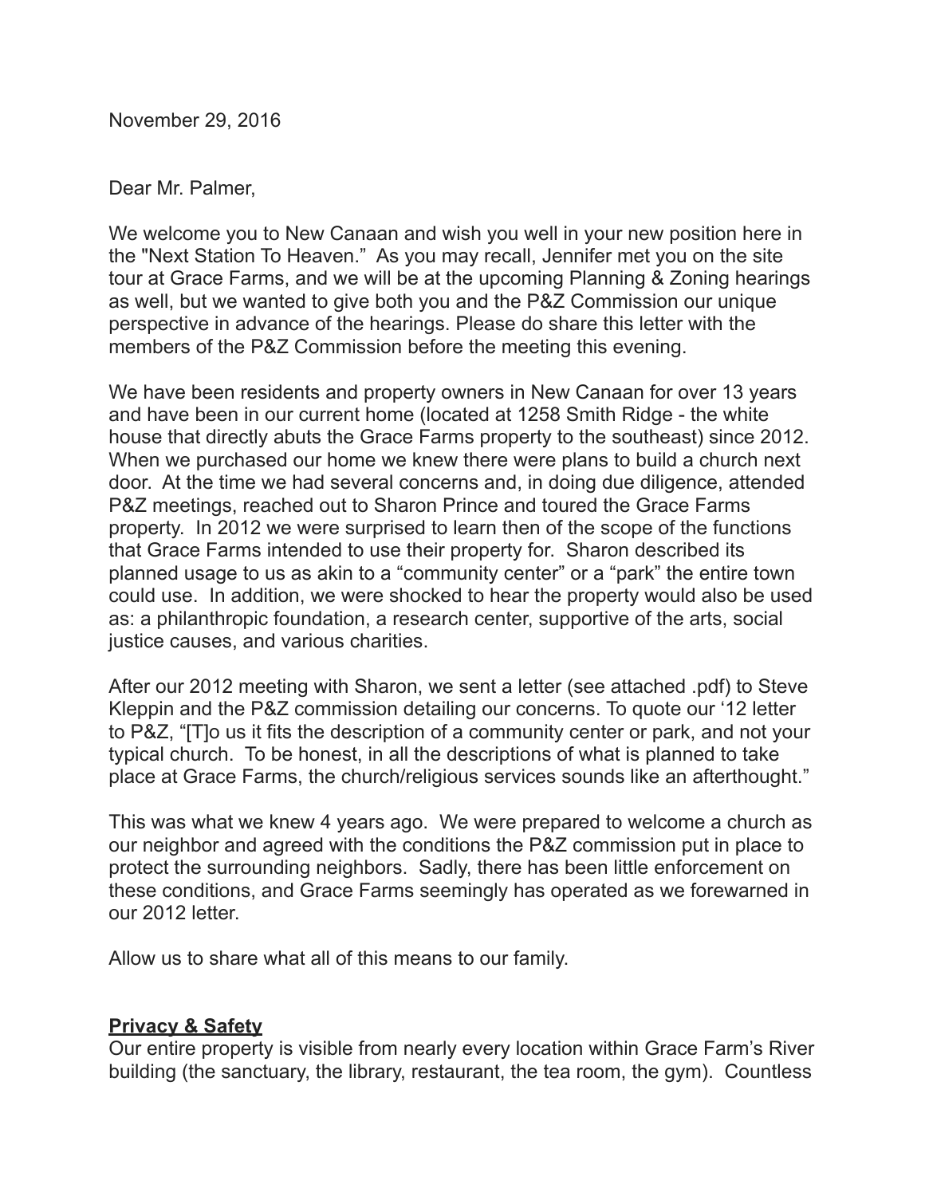November 29, 2016

Dear Mr. Palmer,

We welcome you to New Canaan and wish you well in your new position here in the "Next Station To Heaven." As you may recall, Jennifer met you on the site tour at Grace Farms, and we will be at the upcoming Planning & Zoning hearings as well, but we wanted to give both you and the P&Z Commission our unique perspective in advance of the hearings. Please do share this letter with the members of the P&Z Commission before the meeting this evening.

We have been residents and property owners in New Canaan for over 13 years and have been in our current home (located at 1258 Smith Ridge - the white house that directly abuts the Grace Farms property to the southeast) since 2012. When we purchased our home we knew there were plans to build a church next door. At the time we had several concerns and, in doing due diligence, attended P&Z meetings, reached out to Sharon Prince and toured the Grace Farms property. In 2012 we were surprised to learn then of the scope of the functions that Grace Farms intended to use their property for. Sharon described its planned usage to us as akin to a "community center" or a "park" the entire town could use. In addition, we were shocked to hear the property would also be used as: a philanthropic foundation, a research center, supportive of the arts, social justice causes, and various charities.

After our 2012 meeting with Sharon, we sent a letter (see attached .pdf) to Steve Kleppin and the P&Z commission detailing our concerns. To quote our '12 letter to P&Z, "[T]o us it fits the description of a community center or park, and not your typical church. To be honest, in all the descriptions of what is planned to take place at Grace Farms, the church/religious services sounds like an afterthought."

This was what we knew 4 years ago. We were prepared to welcome a church as our neighbor and agreed with the conditions the P&Z commission put in place to protect the surrounding neighbors. Sadly, there has been little enforcement on these conditions, and Grace Farms seemingly has operated as we forewarned in our 2012 letter.

Allow us to share what all of this means to our family.

**Privacy & Safety**

Our entire property is visible from nearly every location within Grace Farm's River building (the sanctuary, the library, restaurant, the tea room, the gym). Countless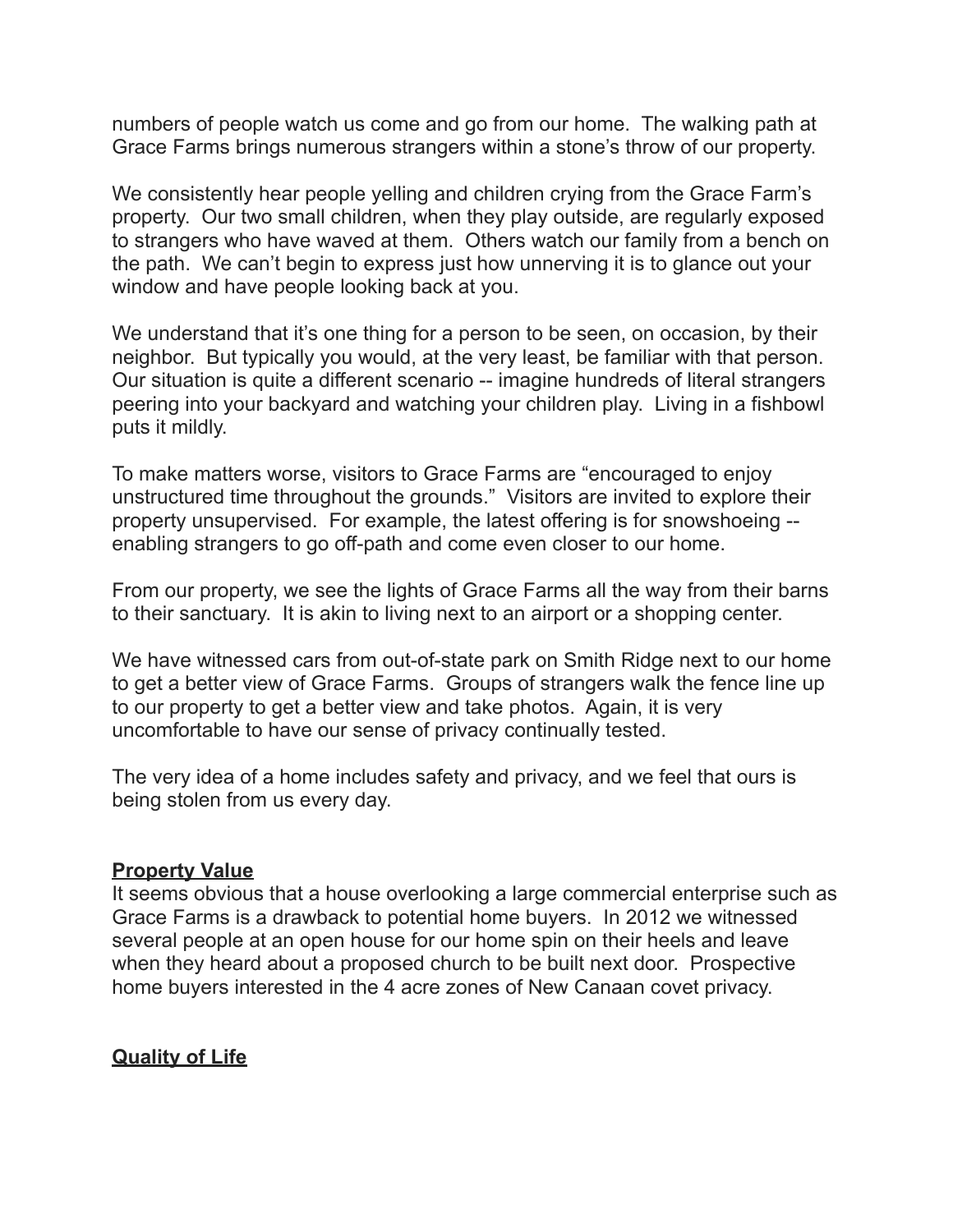numbers of people watch us come and go from our home. The walking path at Grace Farms brings numerous strangers within a stone's throw of our property.

We consistently hear people yelling and children crying from the Grace Farm's property. Our two small children, when they play outside, are regularly exposed to strangers who have waved at them. Others watch our family from a bench on the path. We can't begin to express just how unnerving it is to glance out your window and have people looking back at you.

We understand that it's one thing for a person to be seen, on occasion, by their neighbor. But typically you would, at the very least, be familiar with that person. Our situation is quite a different scenario -- imagine hundreds of literal strangers peering into your backyard and watching your children play. Living in a fishbowl puts it mildly.

To make matters worse, visitors to Grace Farms are "encouraged to enjoy unstructured time throughout the grounds." Visitors are invited to explore their property unsupervised. For example, the latest offering is for snowshoeing -- enabling strangers to go off-path and come even closer to our home.

From our property, we see the lights of Grace Farms all the way from their barns to their sanctuary. It is akin to living next to an airport or a shopping center.

We have witnessed cars from out-of-state park on Smith Ridge next to our home to get a better view of Grace Farms. Groups of strangers walk the fence line up to our property to get a better view and take photos. Again, it is very uncomfortable to have our sense of privacy continually tested.

The very idea of a home includes safety and privacy, and we feel that ours is being stolen from us every day.

**Property Value**

It seems obvious that a house overlooking a large commercial enterprise such as Grace Farms is a drawback to potential home buyers. In 2012 we witnessed several people at an open house for our home spin on their heels and leave when they heard about a proposed church to be built next door. Prospective home buyers interested in the 4 acre zones of New Canaan covet privacy.

**Quality of Life**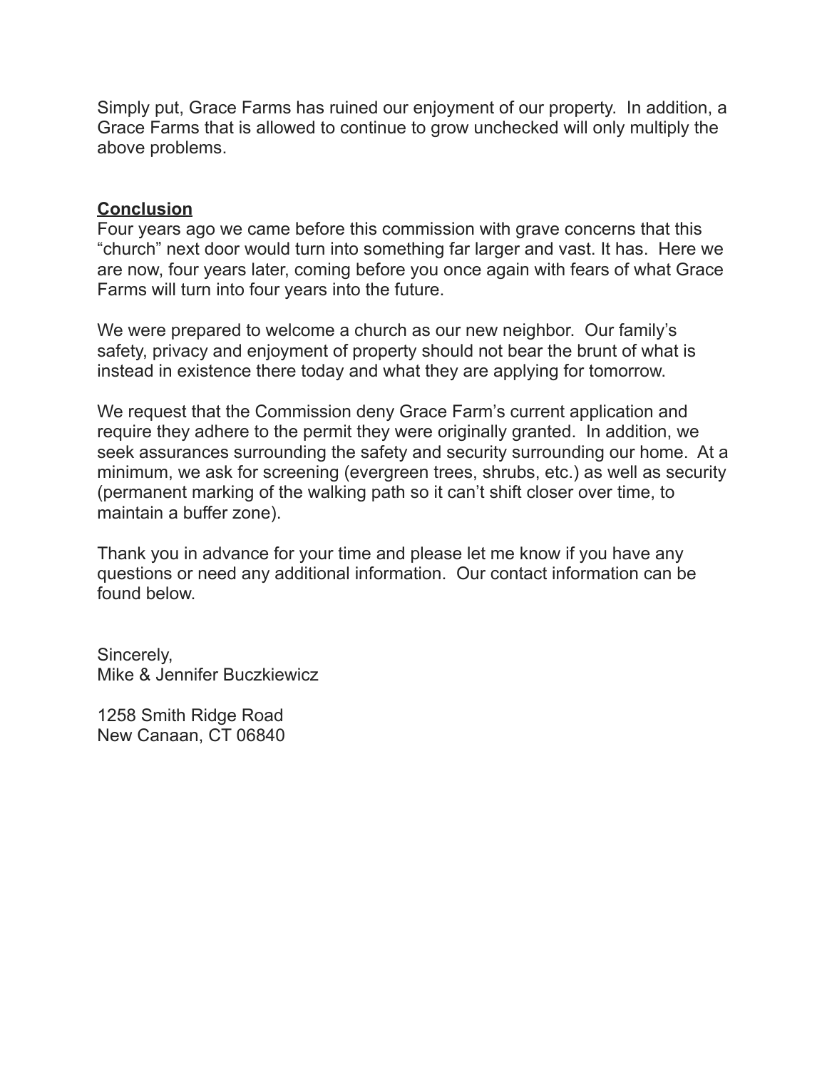Simply put, Grace Farms has ruined our enjoyment of our property. In addition, a Grace Farms that is allowed to continue to grow unchecked will only multiply the above problems.

## Conclusion

Four years ago we came before this commission with grave concerns that this “church” next door would turn into something far larger and vast. It has. Here we are now, four years later, coming before you once again with fears of what Grace Farms will turn into four years into the future.

We were prepared to welcome a church as our new neighbor. Our family’s safety, privacy and enjoyment of property should not bear the brunt of what is instead in existence there today and what they are applying for tomorrow.

We request that the Commission deny Grace Farm’s current application and require they adhere to the permit they were originally granted. In addition, we seek assurances surrounding the safety and security surrounding our home. At a minimum, we ask for screening (evergreen trees, shrubs, etc.) as well as security (permanent marking of the walking path so it can’t shift closer over time, to maintain a buffer zone).

Thank you in advance for your time and please let me know if you have any questions or need any additional information. Our contact information can be found below.

Sincerely,
Mike & Jennifer Buczkiewicz

1258 Smith Ridge Road
New Canaan, CT 06840